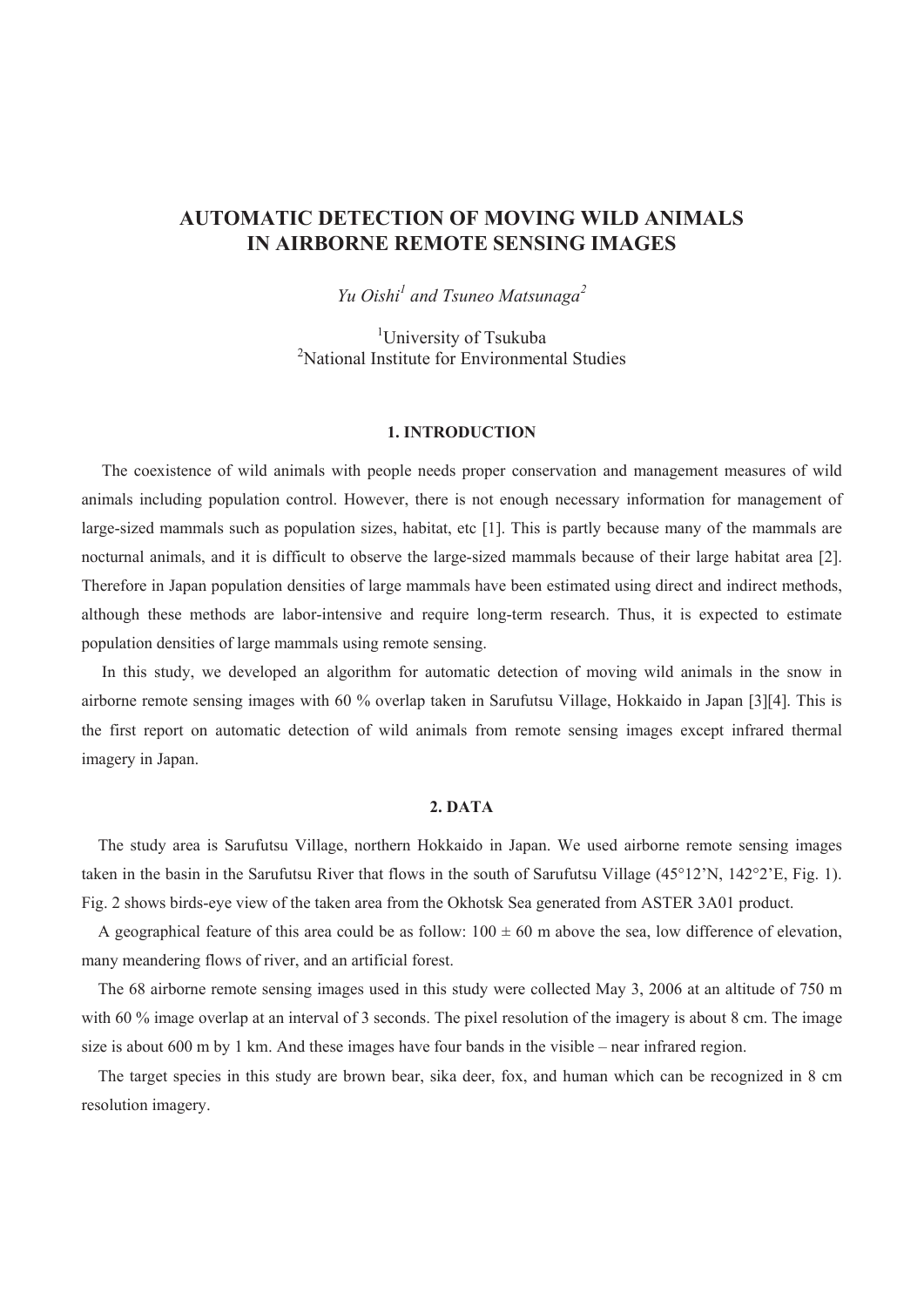# AUTOMATIC DETECTION OF MOVING WILD ANIMALS IN AIRBORNE REMOTE SENSING IMAGES

*Yu Oishi*[1] *and Tsuneo Matsunaga*[2]

[1]University of Tsukuba
[2]National Institute for Environmental Studies

## 1. INTRODUCTION

The coexistence of wild animals with people needs proper conservation and management measures of wild animals including population control. However, there is not enough necessary information for management of large-sized mammals such as population sizes, habitat, etc [1]. This is partly because many of the mammals are nocturnal animals, and it is difficult to observe the large-sized mammals because of their large habitat area [2]. Therefore in Japan population densities of large mammals have been estimated using direct and indirect methods, although these methods are labor-intensive and require long-term research. Thus, it is expected to estimate population densities of large mammals using remote sensing.

In this study, we developed an algorithm for automatic detection of moving wild animals in the snow in airborne remote sensing images with 60 % overlap taken in Sarufutsu Village, Hokkaido in Japan [3][4]. This is the first report on automatic detection of wild animals from remote sensing images except infrared thermal imagery in Japan.

## 2. DATA

The study area is Sarufutsu Village, northern Hokkaido in Japan. We used airborne remote sensing images taken in the basin in the Sarufutsu River that flows in the south of Sarufutsu Village (45°12'N, 142°2'E, Fig. 1). Fig. 2 shows birds-eye view of the taken area from the Okhotsk Sea generated from ASTER 3A01 product.

A geographical feature of this area could be as follow: 100 ± 60 m above the sea, low difference of elevation, many meandering flows of river, and an artificial forest.

The 68 airborne remote sensing images used in this study were collected May 3, 2006 at an altitude of 750 m with 60 % image overlap at an interval of 3 seconds. The pixel resolution of the imagery is about 8 cm. The image size is about 600 m by 1 km. And these images have four bands in the visible – near infrared region.

The target species in this study are brown bear, sika deer, fox, and human which can be recognized in 8 cm resolution imagery.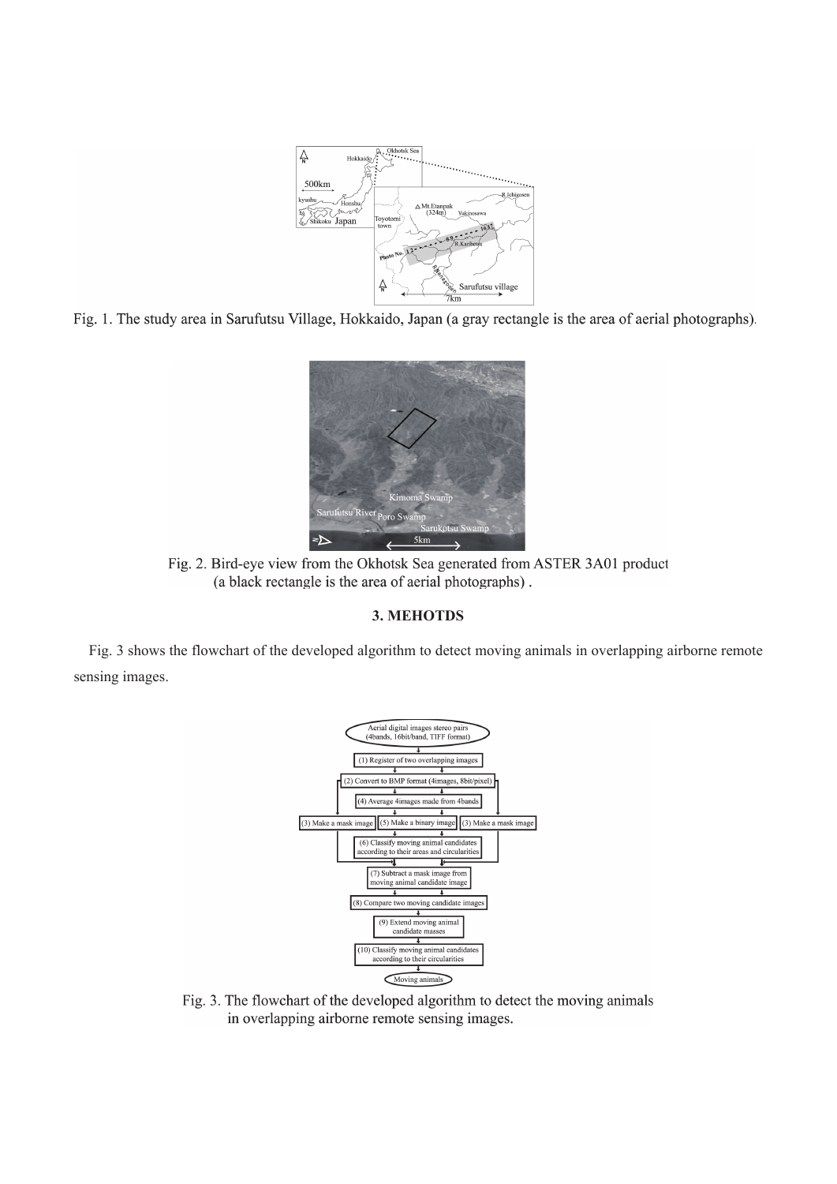Fig. 1. The study area in Sarufutsu Village, Hokkaido, Japan (a gray rectangle is the area of aerial photographs).

Fig. 2. Bird-eye view from the Okhotsk Sea generated from ASTER 3A01 product (a black rectangle is the area of aerial photographs) .

### 3. MEHOTDS

Fig. 3 shows the flowchart of the developed algorithm to detect moving animals in overlapping airborne remote sensing images.

Fig. 3. The flowchart of the developed algorithm to detect the moving animals in overlapping airborne remote sensing images.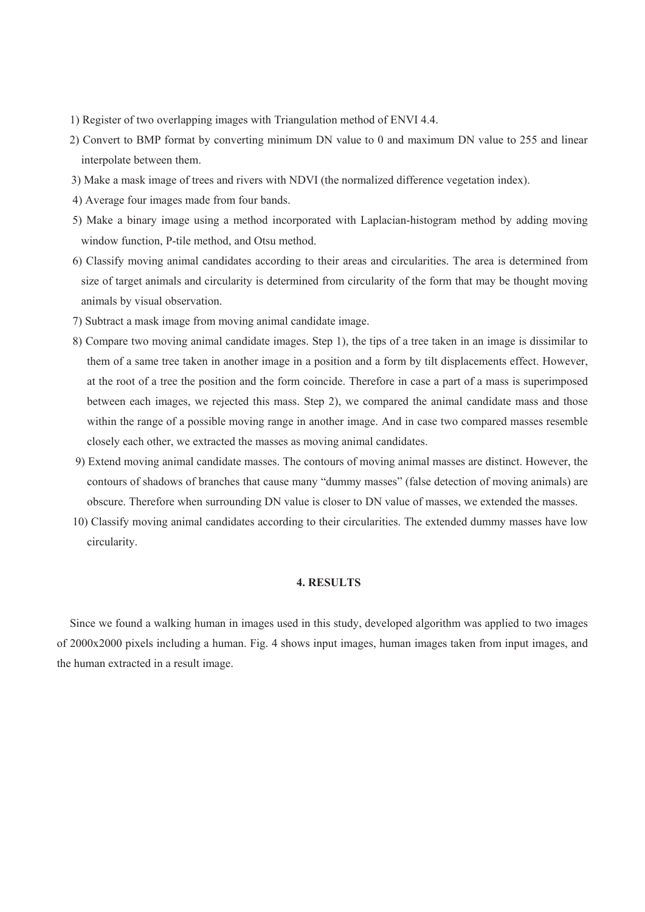1) Register of two overlapping images with Triangulation method of ENVI 4.4.
2) Convert to BMP format by converting minimum DN value to 0 and maximum DN value to 255 and linear interpolate between them.
3) Make a mask image of trees and rivers with NDVI (the normalized difference vegetation index).
4) Average four images made from four bands.
5) Make a binary image using a method incorporated with Laplacian-histogram method by adding moving window function, P-tile method, and Otsu method.
6) Classify moving animal candidates according to their areas and circularities. The area is determined from size of target animals and circularity is determined from circularity of the form that may be thought moving animals by visual observation.
7) Subtract a mask image from moving animal candidate image.
8) Compare two moving animal candidate images. Step 1), the tips of a tree taken in an image is dissimilar to them of a same tree taken in another image in a position and a form by tilt displacements effect. However, at the root of a tree the position and the form coincide. Therefore in case a part of a mass is superimposed between each images, we rejected this mass. Step 2), we compared the animal candidate mass and those within the range of a possible moving range in another image. And in case two compared masses resemble closely each other, we extracted the masses as moving animal candidates.
9) Extend moving animal candidate masses. The contours of moving animal masses are distinct. However, the contours of shadows of branches that cause many "dummy masses" (false detection of moving animals) are obscure. Therefore when surrounding DN value is closer to DN value of masses, we extended the masses.
10) Classify moving animal candidates according to their circularities. The extended dummy masses have low circularity.

## 4. RESULTS

Since we found a walking human in images used in this study, developed algorithm was applied to two images of 2000x2000 pixels including a human. Fig. 4 shows input images, human images taken from input images, and the human extracted in a result image.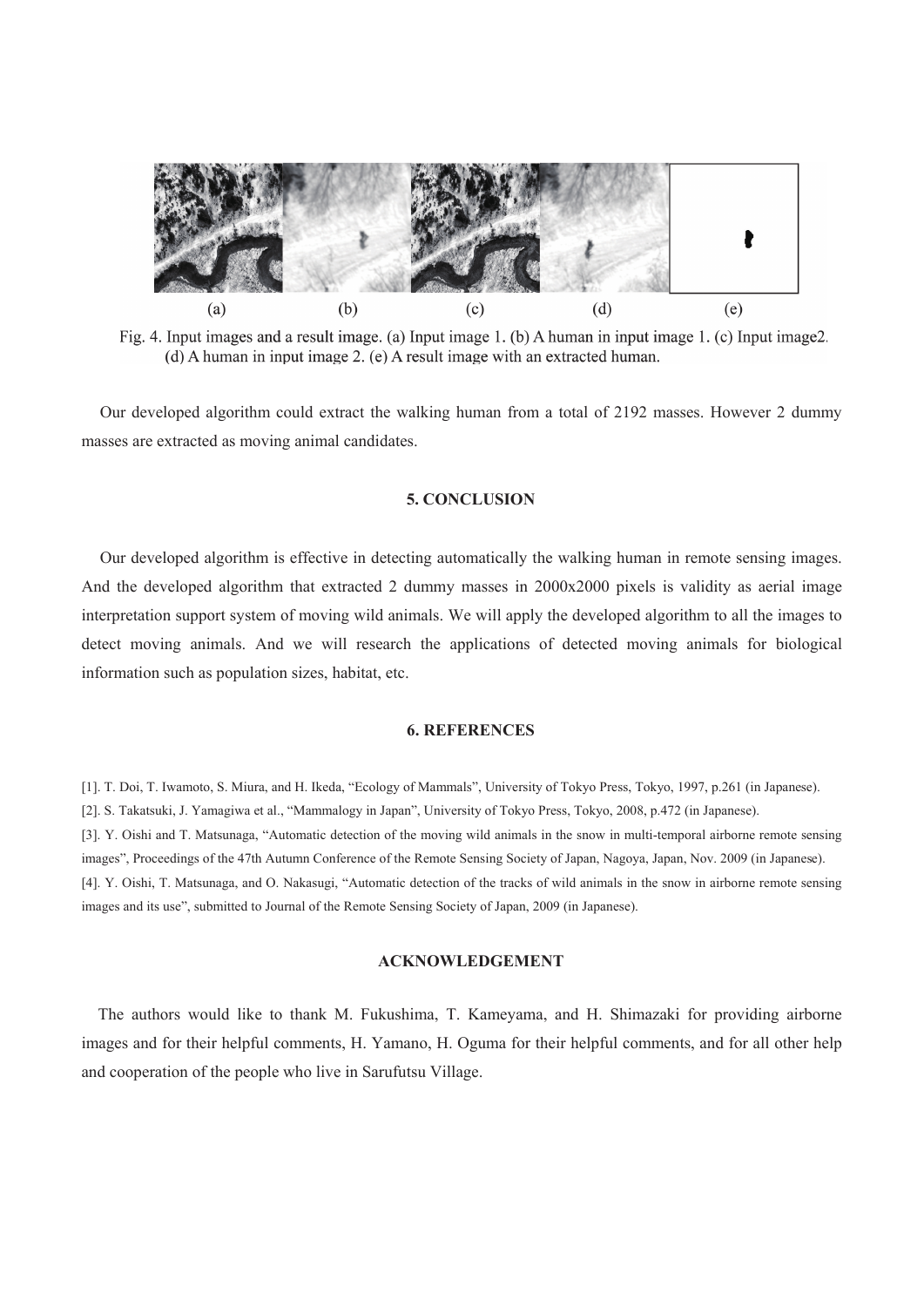(a) (b) (c) (d) (e)

Fig. 4. Input images and a result image. (a) Input image 1. (b) A human in input image 1. (c) Input image2. (d) A human in input image 2. (e) A result image with an extracted human.

Our developed algorithm could extract the walking human from a total of 2192 masses. However 2 dummy masses are extracted as moving animal candidates.

## 5. CONCLUSION

Our developed algorithm is effective in detecting automatically the walking human in remote sensing images. And the developed algorithm that extracted 2 dummy masses in 2000x2000 pixels is validity as aerial image interpretation support system of moving wild animals. We will apply the developed algorithm to all the images to detect moving animals. And we will research the applications of detected moving animals for biological information such as population sizes, habitat, etc.

## 6. REFERENCES

[1]. T. Doi, T. Iwamoto, S. Miura, and H. Ikeda, "Ecology of Mammals", University of Tokyo Press, Tokyo, 1997, p.261 (in Japanese).

[2]. S. Takatsuki, J. Yamagiwa et al., "Mammalogy in Japan", University of Tokyo Press, Tokyo, 2008, p.472 (in Japanese).

[3]. Y. Oishi and T. Matsunaga, "Automatic detection of the moving wild animals in the snow in multi-temporal airborne remote sensing images", Proceedings of the 47th Autumn Conference of the Remote Sensing Society of Japan, Nagoya, Japan, Nov. 2009 (in Japanese).

[4]. Y. Oishi, T. Matsunaga, and O. Nakasugi, "Automatic detection of the tracks of wild animals in the snow in airborne remote sensing images and its use", submitted to Journal of the Remote Sensing Society of Japan, 2009 (in Japanese).

## ACKNOWLEDGEMENT

The authors would like to thank M. Fukushima, T. Kameyama, and H. Shimazaki for providing airborne images and for their helpful comments, H. Yamano, H. Oguma for their helpful comments, and for all other help and cooperation of the people who live in Sarufutsu Village.